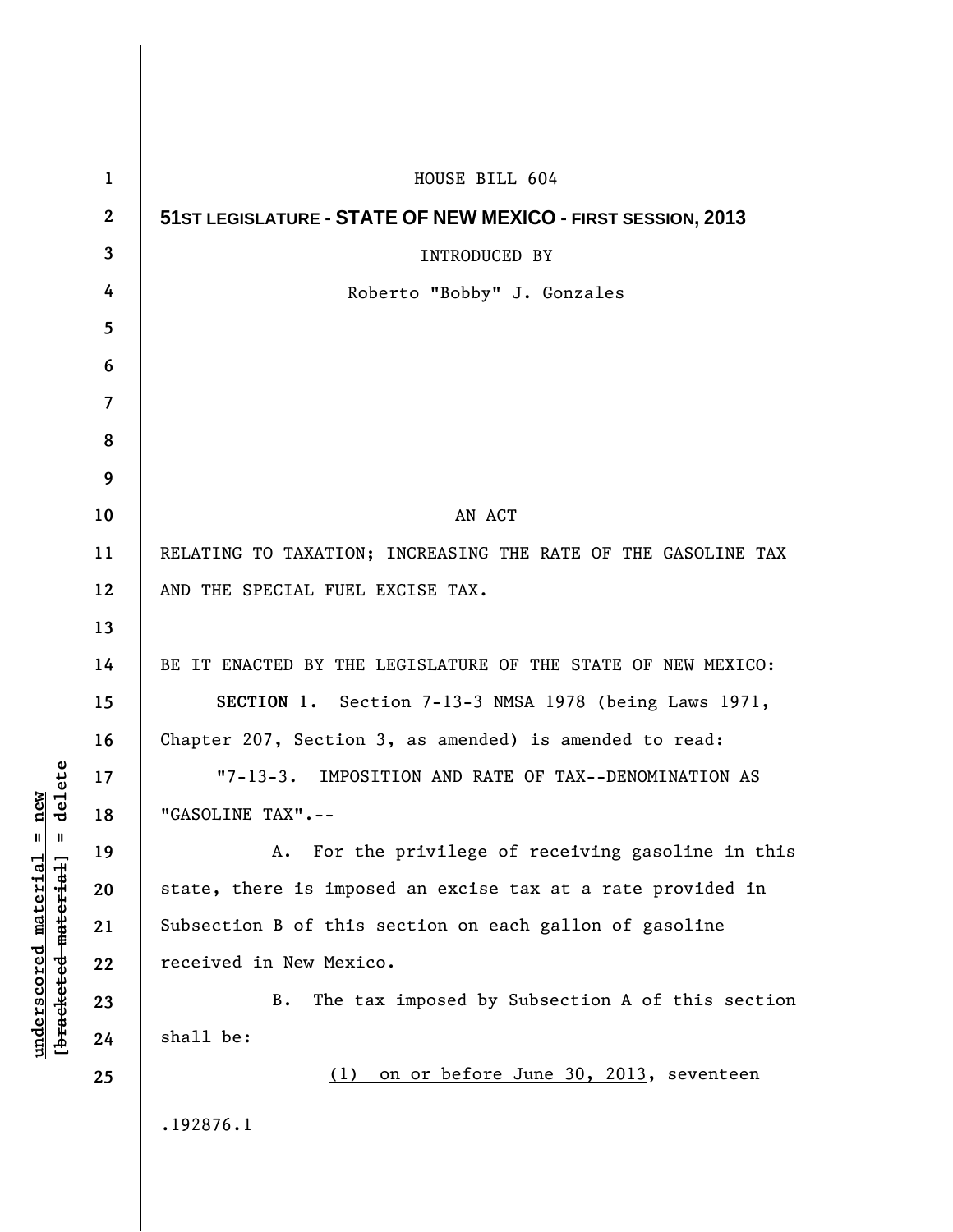HOUSE BILL 604

**51ST LEGISLATURE - STATE OF NEW MEXICO - FIRST SESSION, 2013**

INTRODUCED BY

Roberto "Bobby" J. Gonzales

AN ACT

RELATING TO TAXATION; INCREASING THE RATE OF THE GASOLINE TAX AND THE SPECIAL FUEL EXCISE TAX.

BE IT ENACTED BY THE LEGISLATURE OF THE STATE OF NEW MEXICO:

**SECTION 1.** Section 7-13-3 NMSA 1978 (being Laws 1971, Chapter 207, Section 3, as amended) is amended to read:

"7-13-3. IMPOSITION AND RATE OF TAX--DENOMINATION AS "GASOLINE TAX".--

A. For the privilege of receiving gasoline in this state, there is imposed an excise tax at a rate provided in Subsection B of this section on each gallon of gasoline received in New Mexico.

B. The tax imposed by Subsection A of this section shall be:

<u>(1) on or before June 30, 2013</u>, seventeen

.192876.1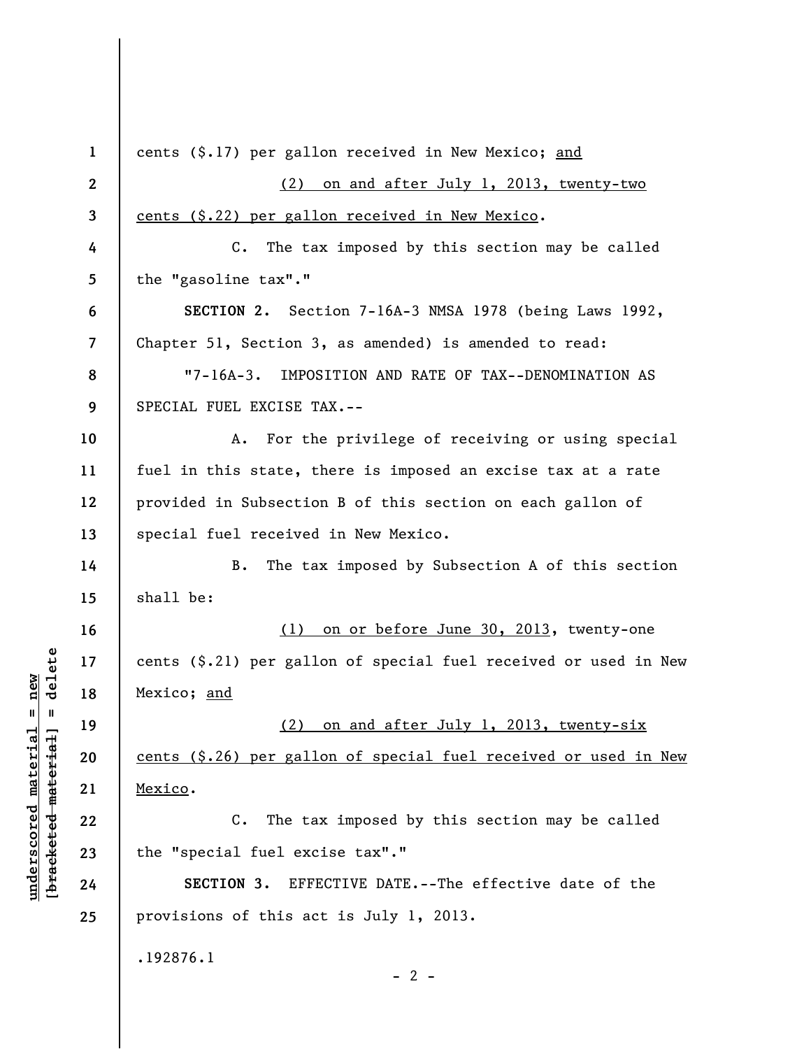cents ($.17) per gallon received in New Mexico; and

(2) on and after July 1, 2013, twenty-two cents ($.22) per gallon received in New Mexico.

C. The tax imposed by this section may be called the "gasoline tax"."

**SECTION 2.** Section 7-16A-3 NMSA 1978 (being Laws 1992, Chapter 51, Section 3, as amended) is amended to read:

"7-16A-3. IMPOSITION AND RATE OF TAX--DENOMINATION AS SPECIAL FUEL EXCISE TAX.--

A. For the privilege of receiving or using special fuel in this state, there is imposed an excise tax at a rate provided in Subsection B of this section on each gallon of special fuel received in New Mexico.

B. The tax imposed by Subsection A of this section shall be:

(1) on or before June 30, 2013, twenty-one cents ($.21) per gallon of special fuel received or used in New Mexico; and

(2) on and after July 1, 2013, twenty-six cents ($.26) per gallon of special fuel received or used in New Mexico.

C. The tax imposed by this section may be called the "special fuel excise tax"."

**SECTION 3.** EFFECTIVE DATE.--The effective date of the provisions of this act is July 1, 2013.

.192876.1